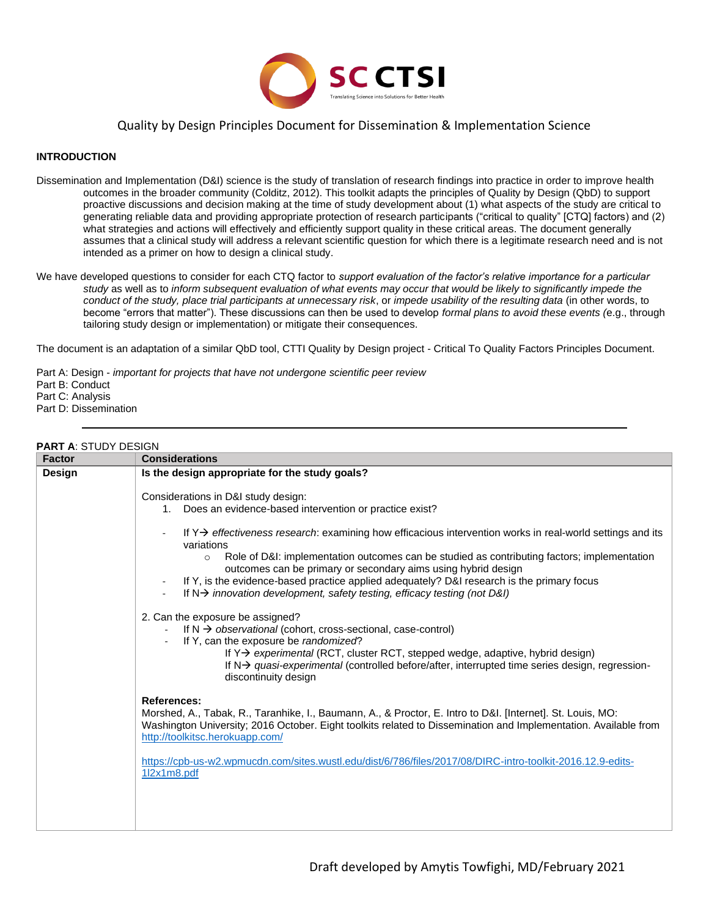SC CTSI

Translating Science into Solutions for Better Health

# Quality by Design Principles Document for Dissemination & Implementation Science

## INTRODUCTION

Dissemination and Implementation (D&I) science is the study of translation of research findings into practice in order to improve health outcomes in the broader community (Colditz, 2012). This toolkit adapts the principles of Quality by Design (QbD) to support proactive discussions and decision making at the time of study development about (1) what aspects of the study are critical to generating reliable data and providing appropriate protection of research participants ("critical to quality" [CTQ] factors) and (2) what strategies and actions will effectively and efficiently support quality in these critical areas. The document generally assumes that a clinical study will address a relevant scientific question for which there is a legitimate research need and is not intended as a primer on how to design a clinical study.

We have developed questions to consider for each CTQ factor to *support evaluation of the factor's relative importance for a particular study* as well as to *inform subsequent evaluation of what events may occur that would be likely to significantly impede the conduct of the study, place trial participants at unnecessary risk*, or *impede usability of the resulting data* (in other words, to become "errors that matter"). These discussions can then be used to develop *formal plans to avoid these events (*e.g., through tailoring study design or implementation) or mitigate their consequences.

The document is an adaptation of a similar QbD tool, CTTI Quality by Design project - Critical To Quality Factors Principles Document.

Part A: Design - *important for projects that have not undergone scientific peer review*
Part B: Conduct
Part C: Analysis
Part D: Dissemination

---

**PART A**: STUDY DESIGN

| Factor | Considerations |
|---|---|
| **Design** | **Is the design appropriate for the study goals?**<br><br>Considerations in D&I study design:<br>1. Does an evidence-based intervention or practice exist?<br>- If Y→ *effectiveness research*: examining how efficacious intervention works in real-world settings and its variations<br>  ○ Role of D&I: implementation outcomes can be studied as contributing factors; implementation outcomes can be primary or secondary aims using hybrid design<br>- If Y, is the evidence-based practice applied adequately? D&I research is the primary focus<br>- If N→ *innovation development, safety testing, efficacy testing (not D&I)*<br><br>2. Can the exposure be assigned?<br>- If N → *observational* (cohort, cross-sectional, case-control)<br>- If Y, can the exposure be *randomized*?<br>  If Y→ *experimental* (RCT, cluster RCT, stepped wedge, adaptive, hybrid design)<br>  If N→ *quasi-experimental* (controlled before/after, interrupted time series design, regression-discontinuity design<br><br>**References:**<br>Morshed, A., Tabak, R., Taranhike, I., Baumann, A., & Proctor, E. Intro to D&I. [Internet]. St. Louis, MO: Washington University; 2016 October. Eight toolkits related to Dissemination and Implementation. Available from http://toolkitsc.herokuapp.com/<br><br>https://cpb-us-w2.wpmucdn.com/sites.wustl.edu/dist/6/786/files/2017/08/DIRC-intro-toolkit-2016.12.9-edits-1l2x1m8.pdf |

Draft developed by Amytis Towfighi, MD/February 2021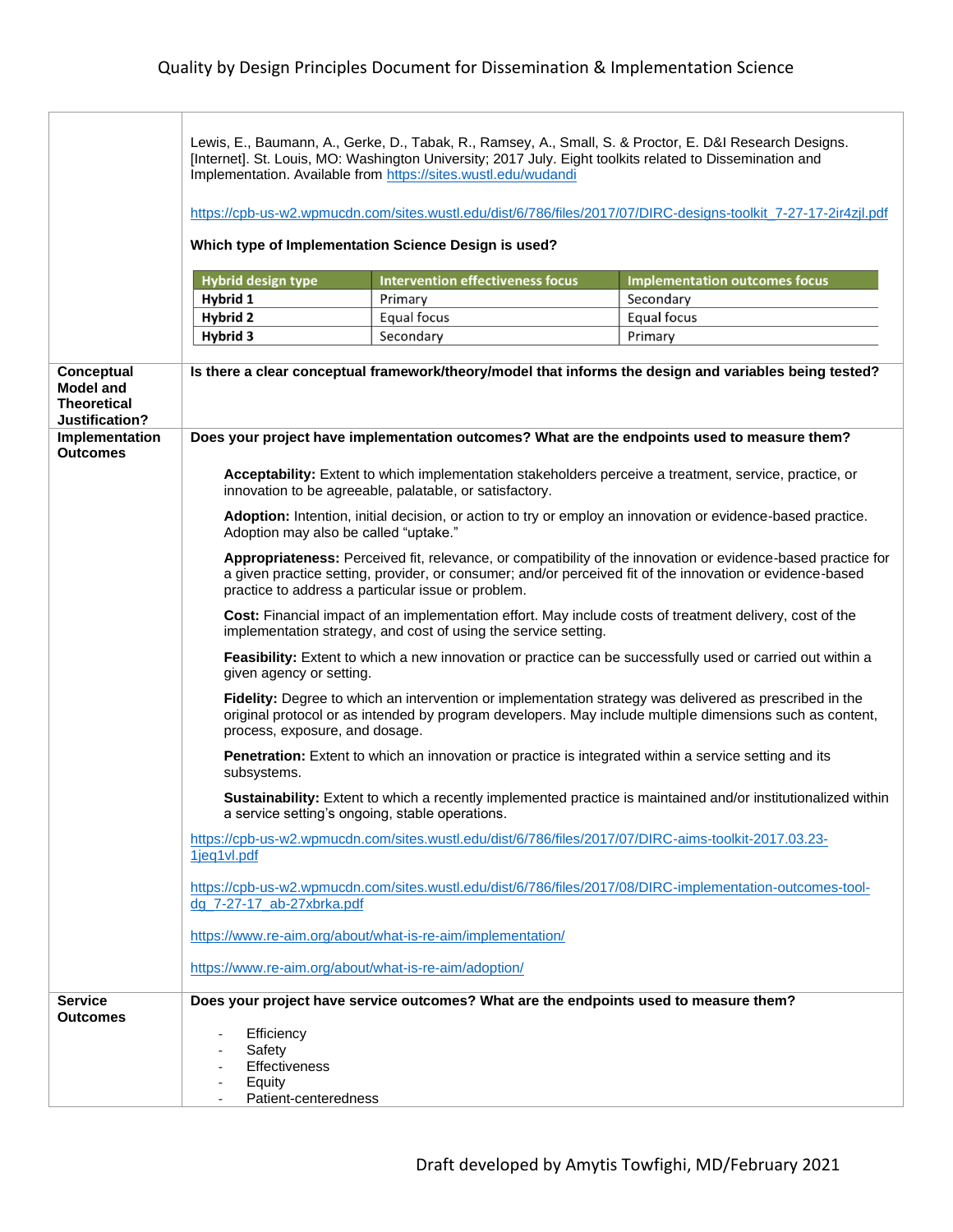| | |
|---|---|
| | Lewis, E., Baumann, A., Gerke, D., Tabak, R., Ramsey, A., Small, S. & Proctor, E. D&I Research Designs. [Internet]. St. Louis, MO: Washington University; 2017 July. Eight toolkits related to Dissemination and Implementation. Available from https://sites.wustl.edu/wudandi<br><br>https://cpb-us-w2.wpmucdn.com/sites.wustl.edu/dist/6/786/files/2017/07/DIRC-designs-toolkit_7-27-17-2ir4zjl.pdf<br><br>**Which type of Implementation Science Design is used?**<br><br>**Hybrid design type** / **Intervention effectiveness focus** / **Implementation outcomes focus**<br>**Hybrid 1** / Primary / Secondary<br>**Hybrid 2** / Equal focus / Equal focus<br>**Hybrid 3** / Secondary / Primary |
| **Conceptual Model and Theoretical Justification?** | **Is there a clear conceptual framework/theory/model that informs the design and variables being tested?** |
| **Implementation Outcomes** | **Does your project have implementation outcomes? What are the endpoints used to measure them?**<br><br>**Acceptability:** Extent to which implementation stakeholders perceive a treatment, service, practice, or innovation to be agreeable, palatable, or satisfactory.<br><br>**Adoption:** Intention, initial decision, or action to try or employ an innovation or evidence-based practice. Adoption may also be called "uptake."<br><br>**Appropriateness:** Perceived fit, relevance, or compatibility of the innovation or evidence-based practice for a given practice setting, provider, or consumer; and/or perceived fit of the innovation or evidence-based practice to address a particular issue or problem.<br><br>**Cost:** Financial impact of an implementation effort. May include costs of treatment delivery, cost of the implementation strategy, and cost of using the service setting.<br><br>**Feasibility:** Extent to which a new innovation or practice can be successfully used or carried out within a given agency or setting.<br><br>**Fidelity:** Degree to which an intervention or implementation strategy was delivered as prescribed in the original protocol or as intended by program developers. May include multiple dimensions such as content, process, exposure, and dosage.<br><br>**Penetration:** Extent to which an innovation or practice is integrated within a service setting and its subsystems.<br><br>**Sustainability:** Extent to which a recently implemented practice is maintained and/or institutionalized within a service setting's ongoing, stable operations.<br><br>https://cpb-us-w2.wpmucdn.com/sites.wustl.edu/dist/6/786/files/2017/07/DIRC-aims-toolkit-2017.03.23-1jeq1vl.pdf<br><br>https://cpb-us-w2.wpmucdn.com/sites.wustl.edu/dist/6/786/files/2017/08/DIRC-implementation-outcomes-tool-dg_7-27-17_ab-27xbrka.pdf<br><br>https://www.re-aim.org/about/what-is-re-aim/implementation/<br><br>https://www.re-aim.org/about/what-is-re-aim/adoption/ |
| **Service Outcomes** | **Does your project have service outcomes? What are the endpoints used to measure them?**<br><br>- Efficiency<br>- Safety<br>- Effectiveness<br>- Equity<br>- Patient-centeredness |

Draft developed by Amytis Towfighi, MD/February 2021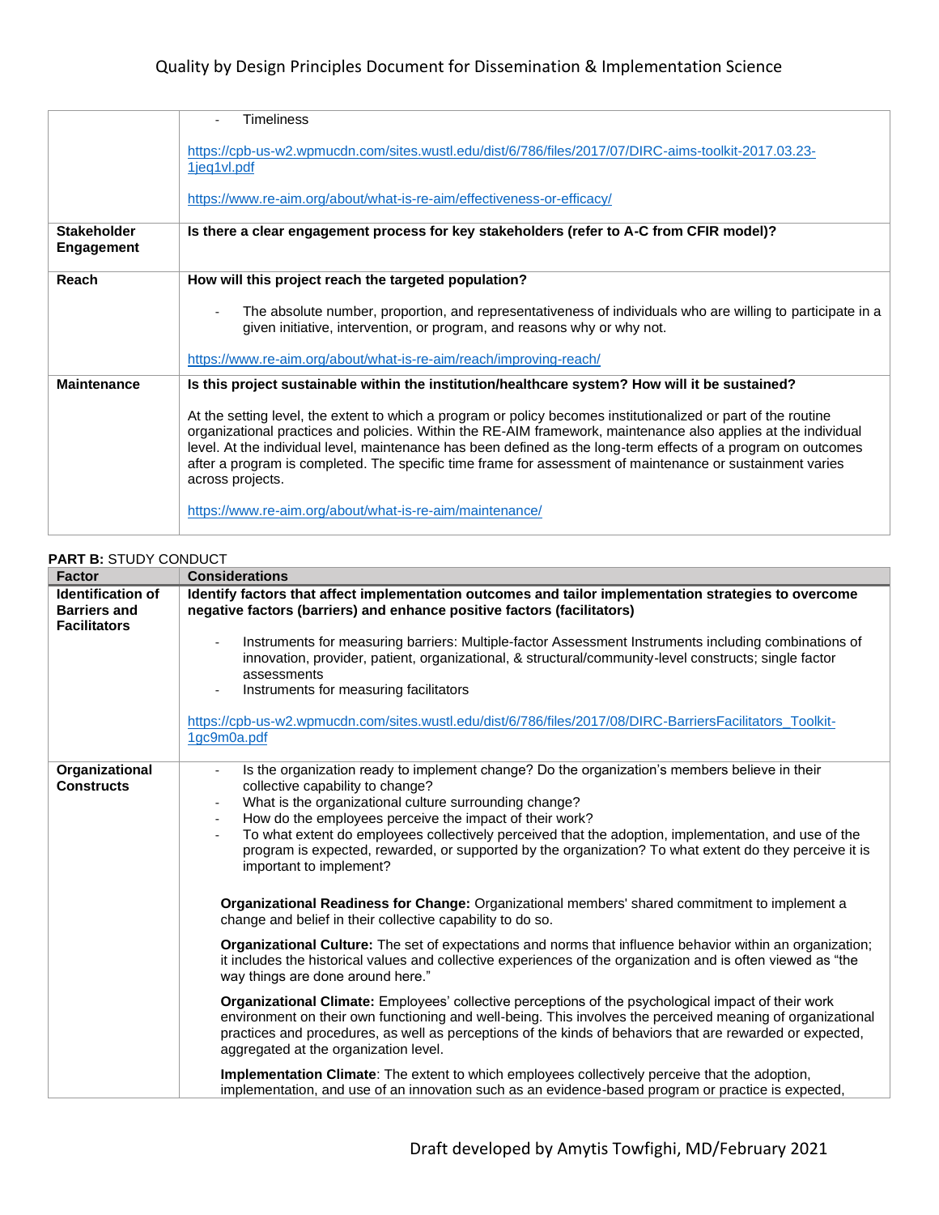| | |
|---|---|
| | - Timeliness<br><br>https://cpb-us-w2.wpmucdn.com/sites.wustl.edu/dist/6/786/files/2017/07/DIRC-aims-toolkit-2017.03.23-1jeq1vl.pdf<br><br>https://www.re-aim.org/about/what-is-re-aim/effectiveness-or-efficacy/ |
| **Stakeholder Engagement** | **Is there a clear engagement process for key stakeholders (refer to A-C from CFIR model)?** |
| **Reach** | **How will this project reach the targeted population?**<br><br>- The absolute number, proportion, and representativeness of individuals who are willing to participate in a given initiative, intervention, or program, and reasons why or why not.<br><br>https://www.re-aim.org/about/what-is-re-aim/reach/improving-reach/ |
| **Maintenance** | **Is this project sustainable within the institution/healthcare system? How will it be sustained?**<br><br>At the setting level, the extent to which a program or policy becomes institutionalized or part of the routine organizational practices and policies. Within the RE-AIM framework, maintenance also applies at the individual level. At the individual level, maintenance has been defined as the long-term effects of a program on outcomes after a program is completed. The specific time frame for assessment of maintenance or sustainment varies across projects.<br><br>https://www.re-aim.org/about/what-is-re-aim/maintenance/ |

**PART B:** STUDY CONDUCT

| Factor | Considerations |
|---|---|
| **Identification of Barriers and Facilitators** | **Identify factors that affect implementation outcomes and tailor implementation strategies to overcome negative factors (barriers) and enhance positive factors (facilitators)**<br><br>- Instruments for measuring barriers: Multiple-factor Assessment Instruments including combinations of innovation, provider, patient, organizational, & structural/community-level constructs; single factor assessments<br>- Instruments for measuring facilitators<br><br>https://cpb-us-w2.wpmucdn.com/sites.wustl.edu/dist/6/786/files/2017/08/DIRC-BarriersFacilitators_Toolkit-1gc9m0a.pdf |
| **Organizational Constructs** | - Is the organization ready to implement change? Do the organization's members believe in their collective capability to change?<br>- What is the organizational culture surrounding change?<br>- How do the employees perceive the impact of their work?<br>- To what extent do employees collectively perceived that the adoption, implementation, and use of the program is expected, rewarded, or supported by the organization? To what extent do they perceive it is important to implement?<br><br>**Organizational Readiness for Change:** Organizational members' shared commitment to implement a change and belief in their collective capability to do so.<br><br>**Organizational Culture:** The set of expectations and norms that influence behavior within an organization; it includes the historical values and collective experiences of the organization and is often viewed as "the way things are done around here."<br><br>**Organizational Climate:** Employees' collective perceptions of the psychological impact of their work environment on their own functioning and well-being. This involves the perceived meaning of organizational practices and procedures, as well as perceptions of the kinds of behaviors that are rewarded or expected, aggregated at the organization level.<br><br>**Implementation Climate**: The extent to which employees collectively perceive that the adoption, implementation, and use of an innovation such as an evidence-based program or practice is expected, |

Draft developed by Amytis Towfighi, MD/February 2021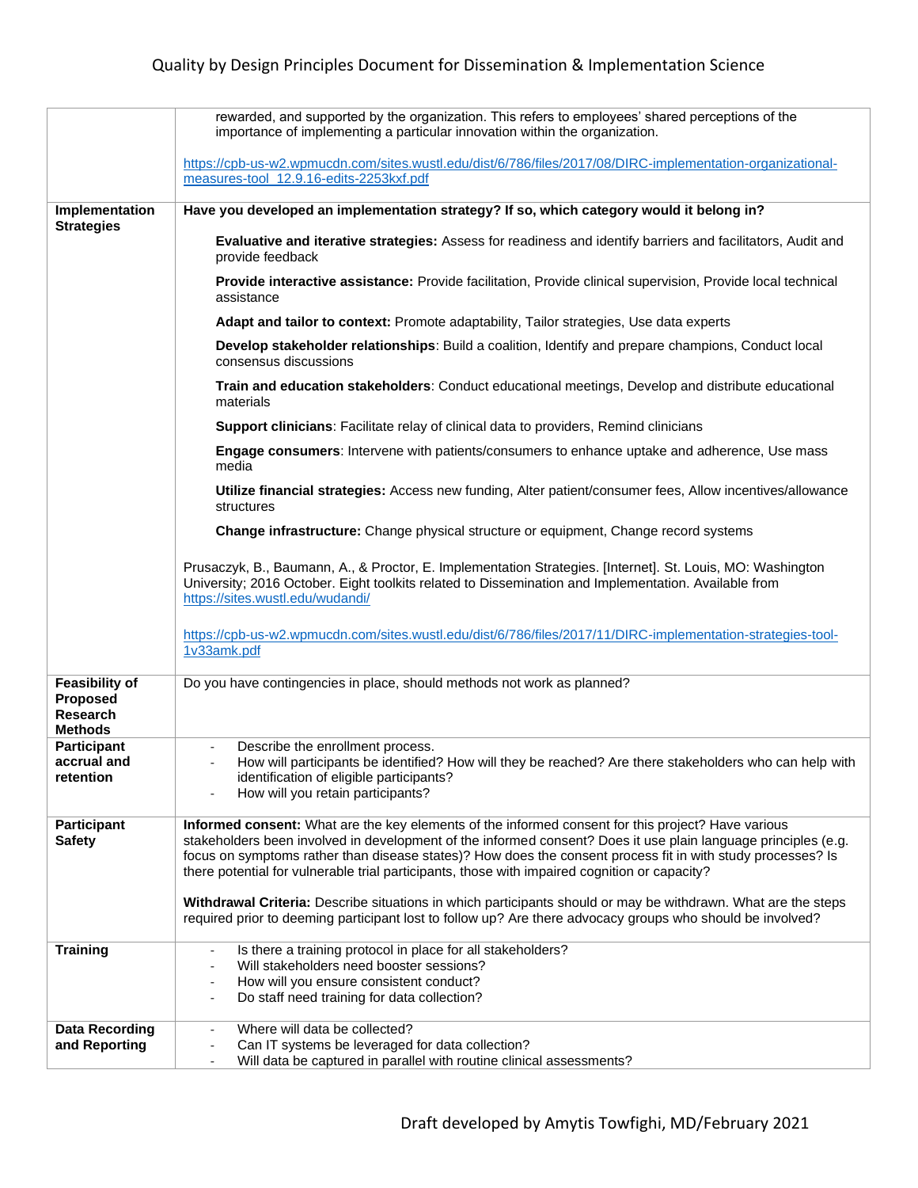| | |
|---|---|
| | rewarded, and supported by the organization. This refers to employees' shared perceptions of the importance of implementing a particular innovation within the organization.<br><br>https://cpb-us-w2.wpmucdn.com/sites.wustl.edu/dist/6/786/files/2017/08/DIRC-implementation-organizational-measures-tool_12.9.16-edits-2253kxf.pdf |
| **Implementation Strategies** | **Have you developed an implementation strategy? If so, which category would it belong in?**<br><br>**Evaluative and iterative strategies:** Assess for readiness and identify barriers and facilitators, Audit and provide feedback<br><br>**Provide interactive assistance:** Provide facilitation, Provide clinical supervision, Provide local technical assistance<br><br>**Adapt and tailor to context:** Promote adaptability, Tailor strategies, Use data experts<br><br>**Develop stakeholder relationships**: Build a coalition, Identify and prepare champions, Conduct local consensus discussions<br><br>**Train and education stakeholders**: Conduct educational meetings, Develop and distribute educational materials<br><br>**Support clinicians**: Facilitate relay of clinical data to providers, Remind clinicians<br><br>**Engage consumers**: Intervene with patients/consumers to enhance uptake and adherence, Use mass media<br><br>**Utilize financial strategies:** Access new funding, Alter patient/consumer fees, Allow incentives/allowance structures<br><br>**Change infrastructure:** Change physical structure or equipment, Change record systems<br><br>Prusaczyk, B., Baumann, A., & Proctor, E. Implementation Strategies. [Internet]. St. Louis, MO: Washington University; 2016 October. Eight toolkits related to Dissemination and Implementation. Available from https://sites.wustl.edu/wudandi/<br><br>https://cpb-us-w2.wpmucdn.com/sites.wustl.edu/dist/6/786/files/2017/11/DIRC-implementation-strategies-tool-1v33amk.pdf |
| **Feasibility of Proposed Research Methods** | Do you have contingencies in place, should methods not work as planned? |
| **Participant accrual and retention** | - Describe the enrollment process.<br>- How will participants be identified? How will they be reached? Are there stakeholders who can help with identification of eligible participants?<br>- How will you retain participants? |
| **Participant Safety** | **Informed consent:** What are the key elements of the informed consent for this project? Have various stakeholders been involved in development of the informed consent? Does it use plain language principles (e.g. focus on symptoms rather than disease states)? How does the consent process fit in with study processes? Is there potential for vulnerable trial participants, those with impaired cognition or capacity?<br><br>**Withdrawal Criteria:** Describe situations in which participants should or may be withdrawn. What are the steps required prior to deeming participant lost to follow up? Are there advocacy groups who should be involved? |
| **Training** | - Is there a training protocol in place for all stakeholders?<br>- Will stakeholders need booster sessions?<br>- How will you ensure consistent conduct?<br>- Do staff need training for data collection? |
| **Data Recording and Reporting** | - Where will data be collected?<br>- Can IT systems be leveraged for data collection?<br>- Will data be captured in parallel with routine clinical assessments? |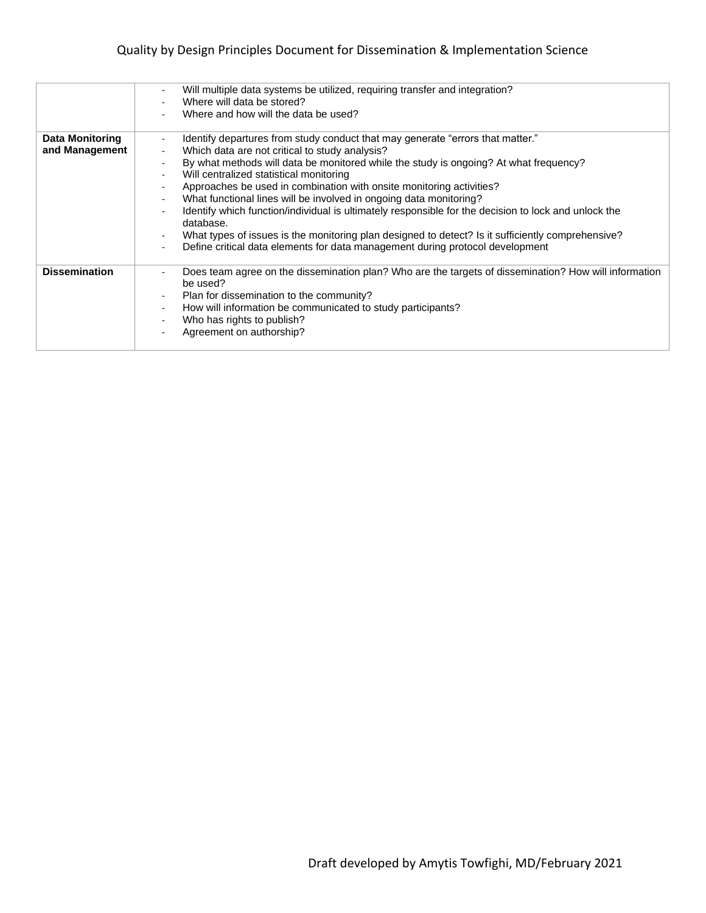| | |
|---|---|
| | - Will multiple data systems be utilized, requiring transfer and integration?<br>- Where will data be stored?<br>- Where and how will the data be used? |
| **Data Monitoring and Management** | - Identify departures from study conduct that may generate "errors that matter."<br>- Which data are not critical to study analysis?<br>- By what methods will data be monitored while the study is ongoing? At what frequency?<br>- Will centralized statistical monitoring<br>- Approaches be used in combination with onsite monitoring activities?<br>- What functional lines will be involved in ongoing data monitoring?<br>- Identify which function/individual is ultimately responsible for the decision to lock and unlock the database.<br>- What types of issues is the monitoring plan designed to detect? Is it sufficiently comprehensive?<br>- Define critical data elements for data management during protocol development |
| **Dissemination** | - Does team agree on the dissemination plan? Who are the targets of dissemination? How will information be used?<br>- Plan for dissemination to the community?<br>- How will information be communicated to study participants?<br>- Who has rights to publish?<br>- Agreement on authorship? |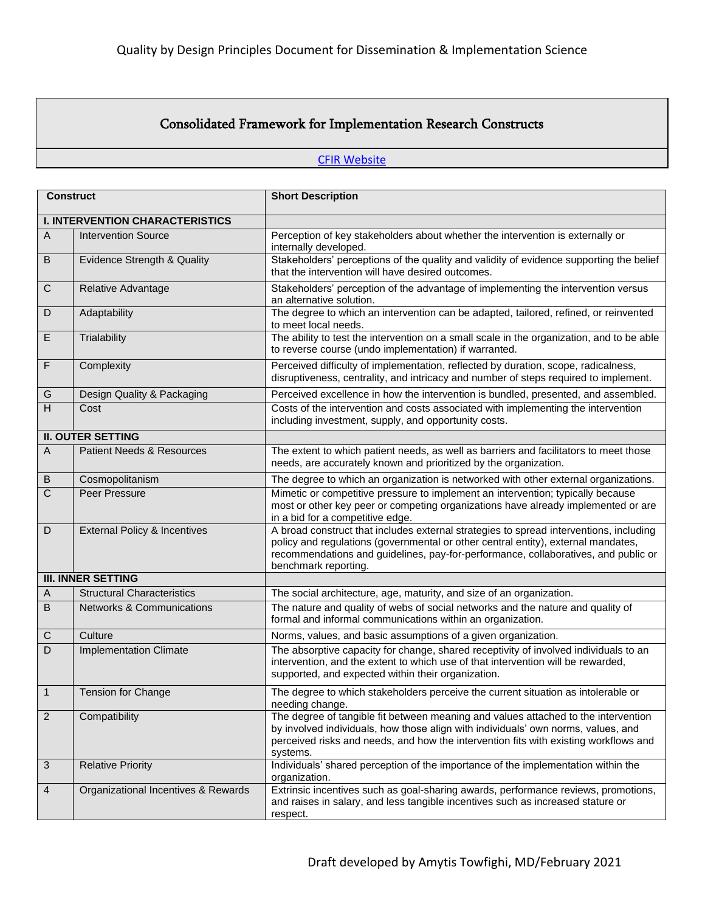## Consolidated Framework for Implementation Research Constructs

CFIR Website

| Construct | | Short Description |
|---|---|---|
| **I. INTERVENTION CHARACTERISTICS** | | |
| A | Intervention Source | Perception of key stakeholders about whether the intervention is externally or internally developed. |
| B | Evidence Strength & Quality | Stakeholders' perceptions of the quality and validity of evidence supporting the belief that the intervention will have desired outcomes. |
| C | Relative Advantage | Stakeholders' perception of the advantage of implementing the intervention versus an alternative solution. |
| D | Adaptability | The degree to which an intervention can be adapted, tailored, refined, or reinvented to meet local needs. |
| E | Trialability | The ability to test the intervention on a small scale in the organization, and to be able to reverse course (undo implementation) if warranted. |
| F | Complexity | Perceived difficulty of implementation, reflected by duration, scope, radicalness, disruptiveness, centrality, and intricacy and number of steps required to implement. |
| G | Design Quality & Packaging | Perceived excellence in how the intervention is bundled, presented, and assembled. |
| H | Cost | Costs of the intervention and costs associated with implementing the intervention including investment, supply, and opportunity costs. |
| **II. OUTER SETTING** | | |
| A | Patient Needs & Resources | The extent to which patient needs, as well as barriers and facilitators to meet those needs, are accurately known and prioritized by the organization. |
| B | Cosmopolitanism | The degree to which an organization is networked with other external organizations. |
| C | Peer Pressure | Mimetic or competitive pressure to implement an intervention; typically because most or other key peer or competing organizations have already implemented or are in a bid for a competitive edge. |
| D | External Policy & Incentives | A broad construct that includes external strategies to spread interventions, including policy and regulations (governmental or other central entity), external mandates, recommendations and guidelines, pay-for-performance, collaboratives, and public or benchmark reporting. |
| **III. INNER SETTING** | | |
| A | Structural Characteristics | The social architecture, age, maturity, and size of an organization. |
| B | Networks & Communications | The nature and quality of webs of social networks and the nature and quality of formal and informal communications within an organization. |
| C | Culture | Norms, values, and basic assumptions of a given organization. |
| D | Implementation Climate | The absorptive capacity for change, shared receptivity of involved individuals to an intervention, and the extent to which use of that intervention will be rewarded, supported, and expected within their organization. |
| 1 | Tension for Change | The degree to which stakeholders perceive the current situation as intolerable or needing change. |
| 2 | Compatibility | The degree of tangible fit between meaning and values attached to the intervention by involved individuals, how those align with individuals' own norms, values, and perceived risks and needs, and how the intervention fits with existing workflows and systems. |
| 3 | Relative Priority | Individuals' shared perception of the importance of the implementation within the organization. |
| 4 | Organizational Incentives & Rewards | Extrinsic incentives such as goal-sharing awards, performance reviews, promotions, and raises in salary, and less tangible incentives such as increased stature or respect. |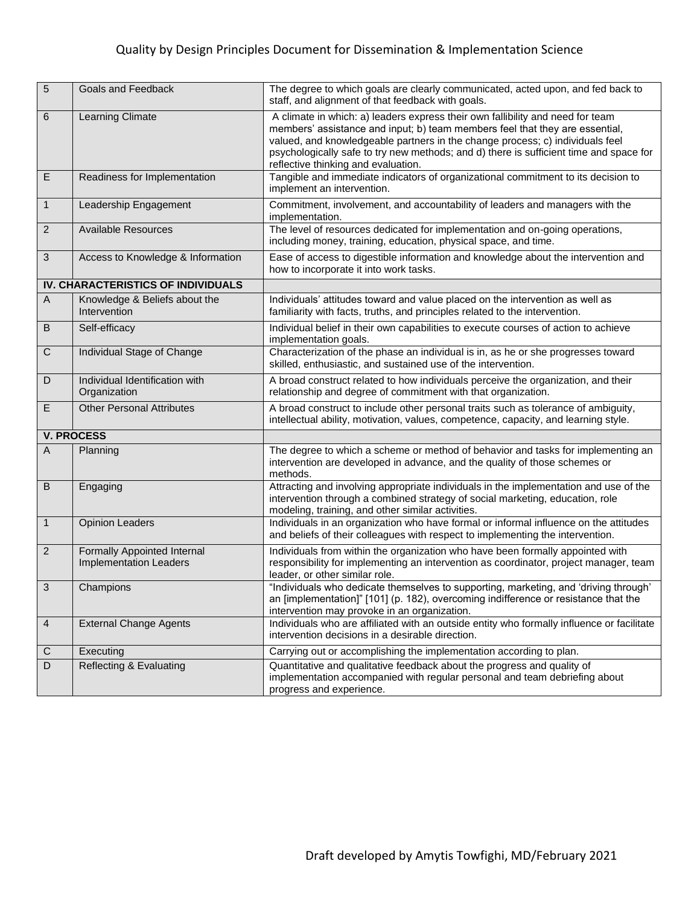| | | |
|---|---|---|
| 5 | Goals and Feedback | The degree to which goals are clearly communicated, acted upon, and fed back to staff, and alignment of that feedback with goals. |
| 6 | Learning Climate | A climate in which: a) leaders express their own fallibility and need for team members' assistance and input; b) team members feel that they are essential, valued, and knowledgeable partners in the change process; c) individuals feel psychologically safe to try new methods; and d) there is sufficient time and space for reflective thinking and evaluation. |
| E | Readiness for Implementation | Tangible and immediate indicators of organizational commitment to its decision to implement an intervention. |
| 1 | Leadership Engagement | Commitment, involvement, and accountability of leaders and managers with the implementation. |
| 2 | Available Resources | The level of resources dedicated for implementation and on-going operations, including money, training, education, physical space, and time. |
| 3 | Access to Knowledge & Information | Ease of access to digestible information and knowledge about the intervention and how to incorporate it into work tasks. |
| **IV. CHARACTERISTICS OF INDIVIDUALS** | | |
| A | Knowledge & Beliefs about the Intervention | Individuals' attitudes toward and value placed on the intervention as well as familiarity with facts, truths, and principles related to the intervention. |
| B | Self-efficacy | Individual belief in their own capabilities to execute courses of action to achieve implementation goals. |
| C | Individual Stage of Change | Characterization of the phase an individual is in, as he or she progresses toward skilled, enthusiastic, and sustained use of the intervention. |
| D | Individual Identification with Organization | A broad construct related to how individuals perceive the organization, and their relationship and degree of commitment with that organization. |
| E | Other Personal Attributes | A broad construct to include other personal traits such as tolerance of ambiguity, intellectual ability, motivation, values, competence, capacity, and learning style. |
| **V. PROCESS** | | |
| A | Planning | The degree to which a scheme or method of behavior and tasks for implementing an intervention are developed in advance, and the quality of those schemes or methods. |
| B | Engaging | Attracting and involving appropriate individuals in the implementation and use of the intervention through a combined strategy of social marketing, education, role modeling, training, and other similar activities. |
| 1 | Opinion Leaders | Individuals in an organization who have formal or informal influence on the attitudes and beliefs of their colleagues with respect to implementing the intervention. |
| 2 | Formally Appointed Internal Implementation Leaders | Individuals from within the organization who have been formally appointed with responsibility for implementing an intervention as coordinator, project manager, team leader, or other similar role. |
| 3 | Champions | "Individuals who dedicate themselves to supporting, marketing, and 'driving through' an [implementation]" [101] (p. 182), overcoming indifference or resistance that the intervention may provoke in an organization. |
| 4 | External Change Agents | Individuals who are affiliated with an outside entity who formally influence or facilitate intervention decisions in a desirable direction. |
| C | Executing | Carrying out or accomplishing the implementation according to plan. |
| D | Reflecting & Evaluating | Quantitative and qualitative feedback about the progress and quality of implementation accompanied with regular personal and team debriefing about progress and experience. |